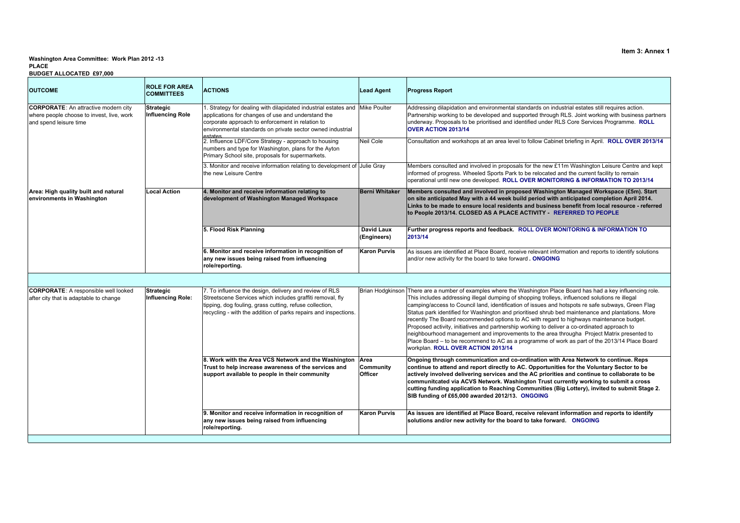**Item 3: Annex 1**

**Washington Area Committee: Work Plan 2012 -13**
**PLACE**
**BUDGET ALLOCATED £97,000**

| OUTCOME | ROLE FOR AREA COMMITTEES | ACTIONS | Lead Agent | Progress Report |
|---|---|---|---|---|
| **CORPORATE**: An attractive modern city where people choose to invest, live, work and spend leisure time | **Strategic Influencing Role** | 1. Strategy for dealing with dilapidated industrial estates and applications for changes of use and understand the corporate approach to enforcement in relation to environmental standards on private sector owned industrial estates | Mike Poulter | Addressing dilapidation and environmental standards on industrial estates still requires action. Partnership working to be developed and supported through RLS. Joint working with business partners underway. Proposals to be prioritised and identified under RLS Core Services Programme. **ROLL OVER ACTION 2013/14** |
| | | 2. Influence LDF/Core Strategy - approach to housing numbers and type for Washington, plans for the Ayton Primary School site, proposals for supermarkets. | Neil Cole | Consultation and workshops at an area level to follow Cabinet briefing in April. **ROLL OVER 2013/14** |
| | | 3. Monitor and receive information relating to development of the new Leisure Centre | Julie Gray | Members consulted and involved in proposals for the new £11m Washington Leisure Centre and kept informed of progress. Wheeled Sports Park to be relocated and the current facility to remain operational until new one developed. **ROLL OVER MONITORING & INFORMATION TO 2013/14** |
| **Area: High quality built and natural environments in Washington** | **Local Action** | **4. Monitor and receive information relating to development of Washington Managed Workspace** | **Berni Whitaker** | **Members consulted and involved in proposed Washington Managed Workspace (£5m). Start on site anticipated May with a 44 week build period with anticipated completion April 2014. Links to be made to ensure local residents and business benefit from local resource - referred to People 2013/14. CLOSED AS A PLACE ACTIVITY - REFERRED TO PEOPLE** |
| | | **5. Flood Risk Planning** | **David Laux (Engineers)** | **Further progress reports and feedback. ROLL OVER MONITORING & INFORMATION TO 2013/14** |
| | | **6. Monitor and receive information in recognition of any new issues being raised from influencing role/reporting.** | **Karon Purvis** | As issues are identified at Place Board, receive relevant information and reports to identify solutions and/or new activity for the board to take forward **. ONGOING** |
| | | | | |
| **CORPORATE**: A responsible well looked after city that is adaptable to change | **Strategic Influencing Role:** | 7. To influence the design, delivery and review of RLS Streetscene Services which includes graffiti removal, fly tipping, dog fouling, grass cutting, refuse collection, recycling - with the addition of parks repairs and inspections. | Brian Hodgkinson | There are a number of examples where the Washington Place Board has had a key influencing role. This includes addressing illegal dumping of shopping trolleys, influenced solutions re illegal camping/access to Council land, identification of issues and hotspots re safe subways, Green Flag Status park identified for Washington and prioritised shrub bed maintenance and plantations. More recently The Board recommended options to AC with regard to highways maintenance budget. Proposed activity, initiatives and partnership working to deliver a co-ordinated approach to neighbourhood management and improvements to the area througha Project Matrix presented to Place Board – to be recommend to AC as a programme of work as part of the 2013/14 Place Board workplan. **ROLL OVER ACTION 2013/14** |
| | | **8. Work with the Area VCS Network and the Washington Trust to help increase awareness of the services and support available to people in their community** | **Area Community Officer** | **Ongoing through communication and co-ordination with Area Network to continue. Reps continue to attend and report directly to AC. Opportunities for the Voluntary Sector to be actively involved delivering services and the AC priorities and continue to collaborate to be communitcated via ACVS Network. Washington Trust currently working to submit a cross cutting funding application to Reaching Communities (Big Lottery), invited to submit Stage 2. SIB funding of £65,000 awarded 2012/13. ONGOING** |
| | | **9. Monitor and receive information in recognition of any new issues being raised from influencing role/reporting.** | **Karon Purvis** | **As issues are identified at Place Board, receive relevant information and reports to identify solutions and/or new activity for the board to take forward. ONGOING** |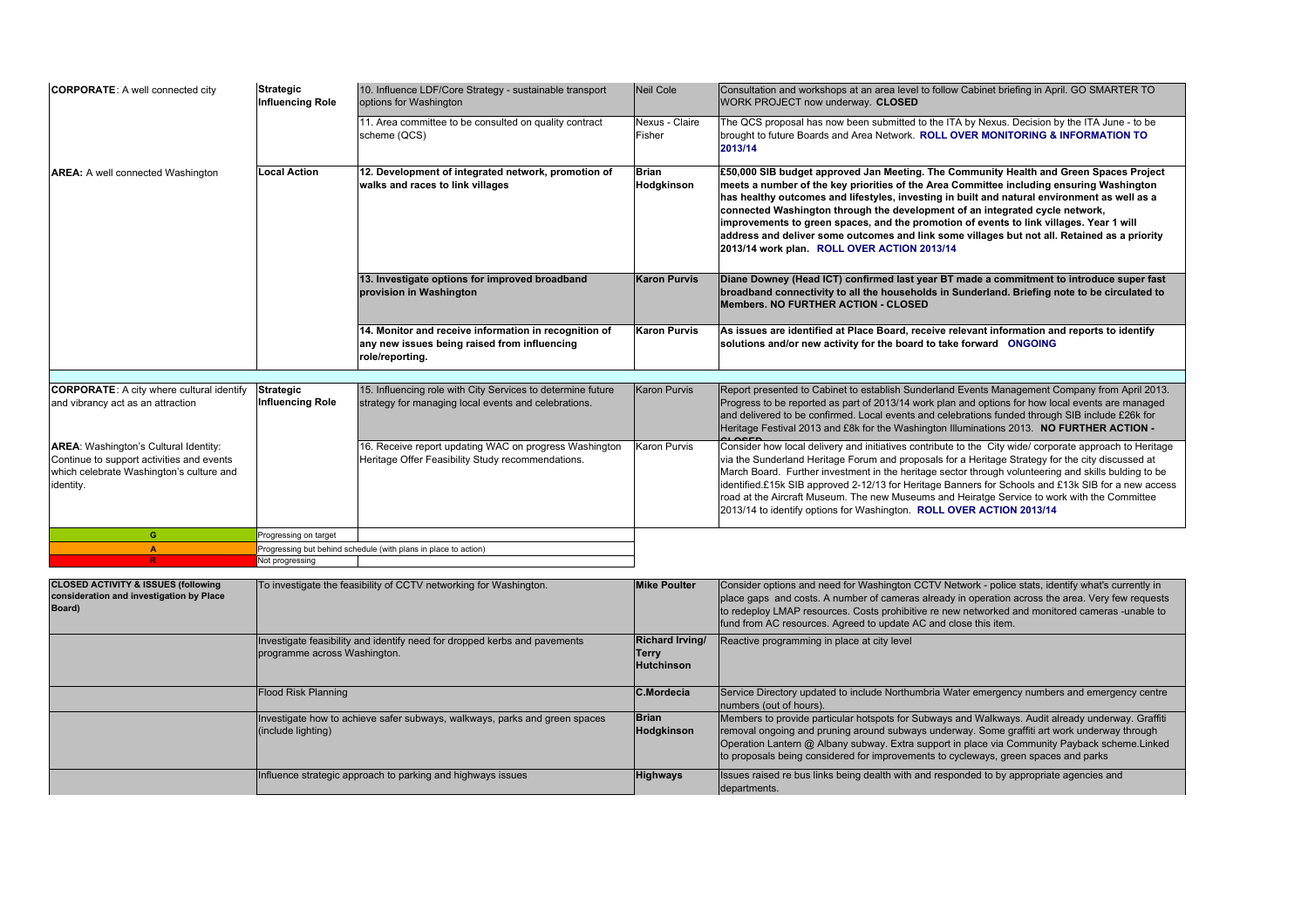| | | | | |
|---|---|---|---|---|
| **CORPORATE**: A well connected city | **Strategic Influencing Role** | 10. Influence LDF/Core Strategy - sustainable transport options for Washington | Neil Cole | Consultation and workshops at an area level to follow Cabinet briefing in April. GO SMARTER TO WORK PROJECT now underway. **CLOSED** |
| | | 11. Area committee to be consulted on quality contract scheme (QCS) | Nexus - Claire Fisher | The QCS proposal has now been submitted to the ITA by Nexus. Decision by the ITA June - to be brought to future Boards and Area Network. **ROLL OVER MONITORING & INFORMATION TO 2013/14** |
| **AREA:** A well connected Washington | **Local Action** | **12. Development of integrated network, promotion of walks and races to link villages** | **Brian Hodgkinson** | **£50,000 SIB budget approved Jan Meeting. The Community Health and Green Spaces Project meets a number of the key priorities of the Area Committee including ensuring Washington has healthy outcomes and lifestyles, investing in built and natural environment as well as a connected Washington through the development of an integrated cycle network, improvements to green spaces, and the promotion of events to link villages. Year 1 will address and deliver some outcomes and link some villages but not all. Retained as a priority 2013/14 work plan. ROLL OVER ACTION 2013/14** |
| | | **13. Investigate options for improved broadband provision in Washington** | **Karon Purvis** | **Diane Downey (Head ICT) confirmed last year BT made a commitment to introduce super fast broadband connectivity to all the households in Sunderland. Briefing note to be circulated to Members. NO FURTHER ACTION - CLOSED** |
| | | **14. Monitor and receive information in recognition of any new issues being raised from influencing role/reporting.** | **Karon Purvis** | **As issues are identified at Place Board, receive relevant information and reports to identify solutions and/or new activity for the board to take forward ONGOING** |
| **CORPORATE**: A city where cultural identify and vibrancy act as an attraction | **Strategic Influencing Role** | 15. Influencing role with City Services to determine future strategy for managing local events and celebrations. | Karon Purvis | Report presented to Cabinet to establish Sunderland Events Management Company from April 2013. Progress to be reported as part of 2013/14 work plan and options for how local events are managed and delivered to be confirmed. Local events and celebrations funded through SIB include £26k for Heritage Festival 2013 and £8k for the Washington Illuminations 2013. **NO FURTHER ACTION - CLOSED** |
| **AREA**: Washington's Cultural Identity: Continue to support activities and events which celebrate Washington's culture and identity. | | 16. Receive report updating WAC on progress Washington Heritage Offer Feasibility Study recommendations. | Karon Purvis | Consider how local delivery and initiatives contribute to the City wide/ corporate approach to Heritage via the Sunderland Heritage Forum and proposals for a Heritage Strategy for the city discussed at March Board. Further investment in the heritage sector through volunteering and skills bulding to be identified.£15k SIB approved 2-12/13 for Heritage Banners for Schools and £13k SIB for a new access road at the Aircraft Museum. The new Museums and Heiratge Service to work with the Committee 2013/14 to identify options for Washington. **ROLL OVER ACTION 2013/14** |

| | |
|---|---|
| G | Progressing on target |
| A | Progressing but behind schedule (with plans in place to action) |
| R | Not progressing |

| | | | |
|---|---|---|---|
| **CLOSED ACTIVITY & ISSUES (following consideration and investigation by Place Board)** | To investigate the feasibility of CCTV networking for Washington. | **Mike Poulter** | Consider options and need for Washington CCTV Network - police stats, identify what's currently in place gaps and costs. A number of cameras already in operation across the area. Very few requests to redeploy LMAP resources. Costs prohibitive re new networked and monitored cameras -unable to fund from AC resources. Agreed to update AC and close this item. |
| | Investigate feasibility and identify need for dropped kerbs and pavements programme across Washington. | **Richard Irving/ Terry Hutchinson** | Reactive programming in place at city level |
| | Flood Risk Planning | **C.Mordecia** | Service Directory updated to include Northumbria Water emergency numbers and emergency centre numbers (out of hours). |
| | Investigate how to achieve safer subways, walkways, parks and green spaces (include lighting) | **Brian Hodgkinson** | Members to provide particular hotspots for Subways and Walkways. Audit already underway. Graffiti removal ongoing and pruning around subways underway. Some graffiti art work underway through Operation Lantern @ Albany subway. Extra support in place via Community Payback scheme.Linked to proposals being considered for improvements to cycleways, green spaces and parks |
| | Influence strategic approach to parking and highways issues | **Highways** | Issues raised re bus links being dealth with and responded to by appropriate agencies and departments. |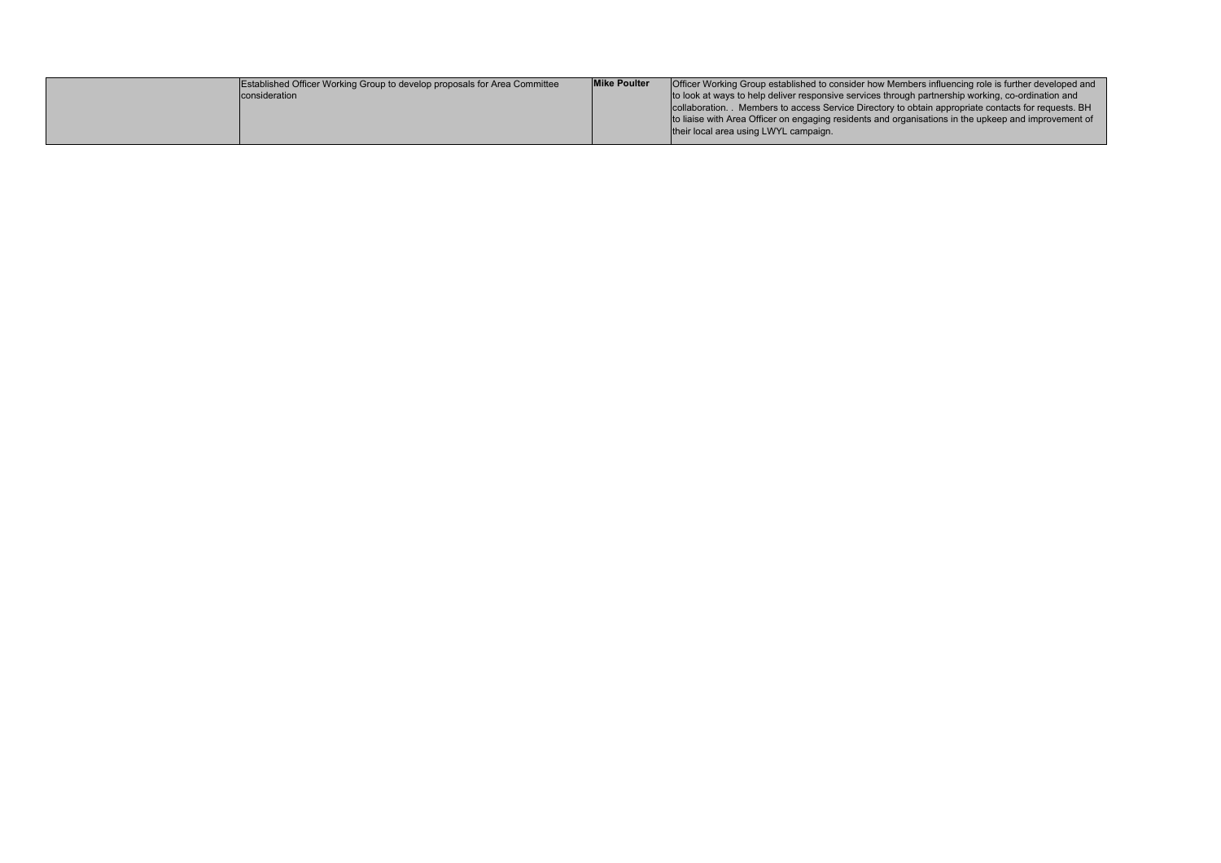| | | | |
|---|---|---|---|
| | Established Officer Working Group to develop proposals for Area Committee consideration | **Mike Poulter** | Officer Working Group established to consider how Members influencing role is further developed and to look at ways to help deliver responsive services through partnership working, co-ordination and collaboration. . Members to access Service Directory to obtain appropriate contacts for requests. BH to liaise with Area Officer on engaging residents and organisations in the upkeep and improvement of their local area using LWYL campaign. |